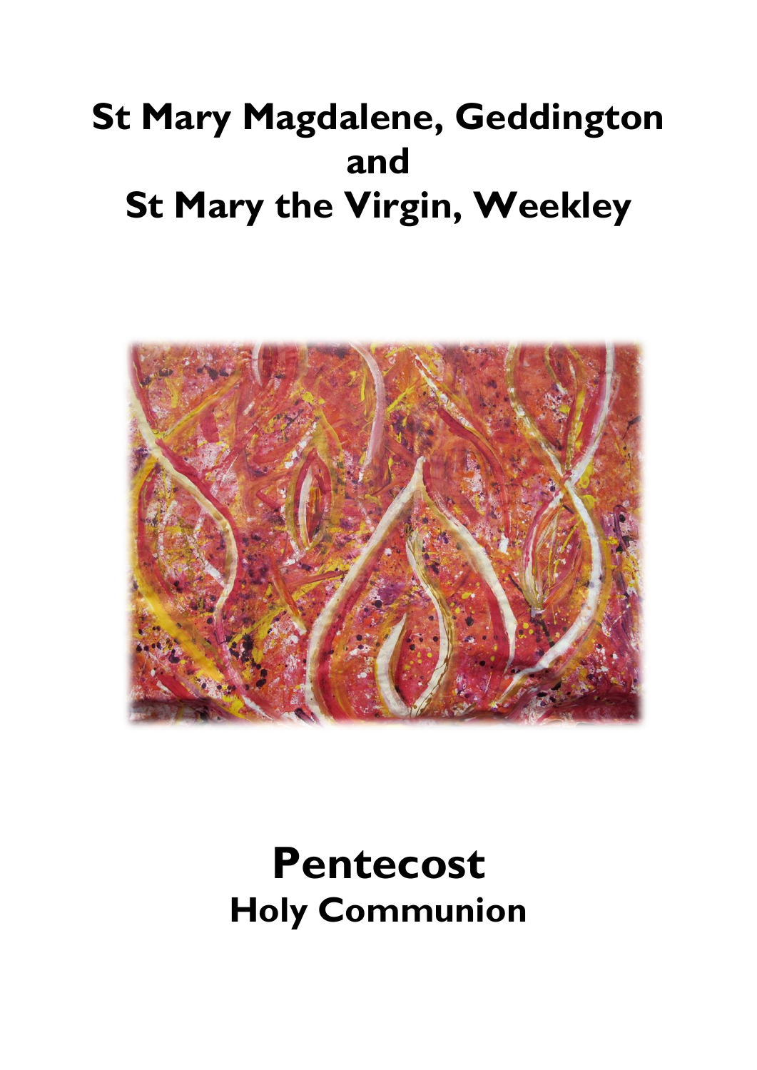# St Mary Magdalene, Geddington
# and
# St Mary the Virgin, Weekley

# Pentecost
## Holy Communion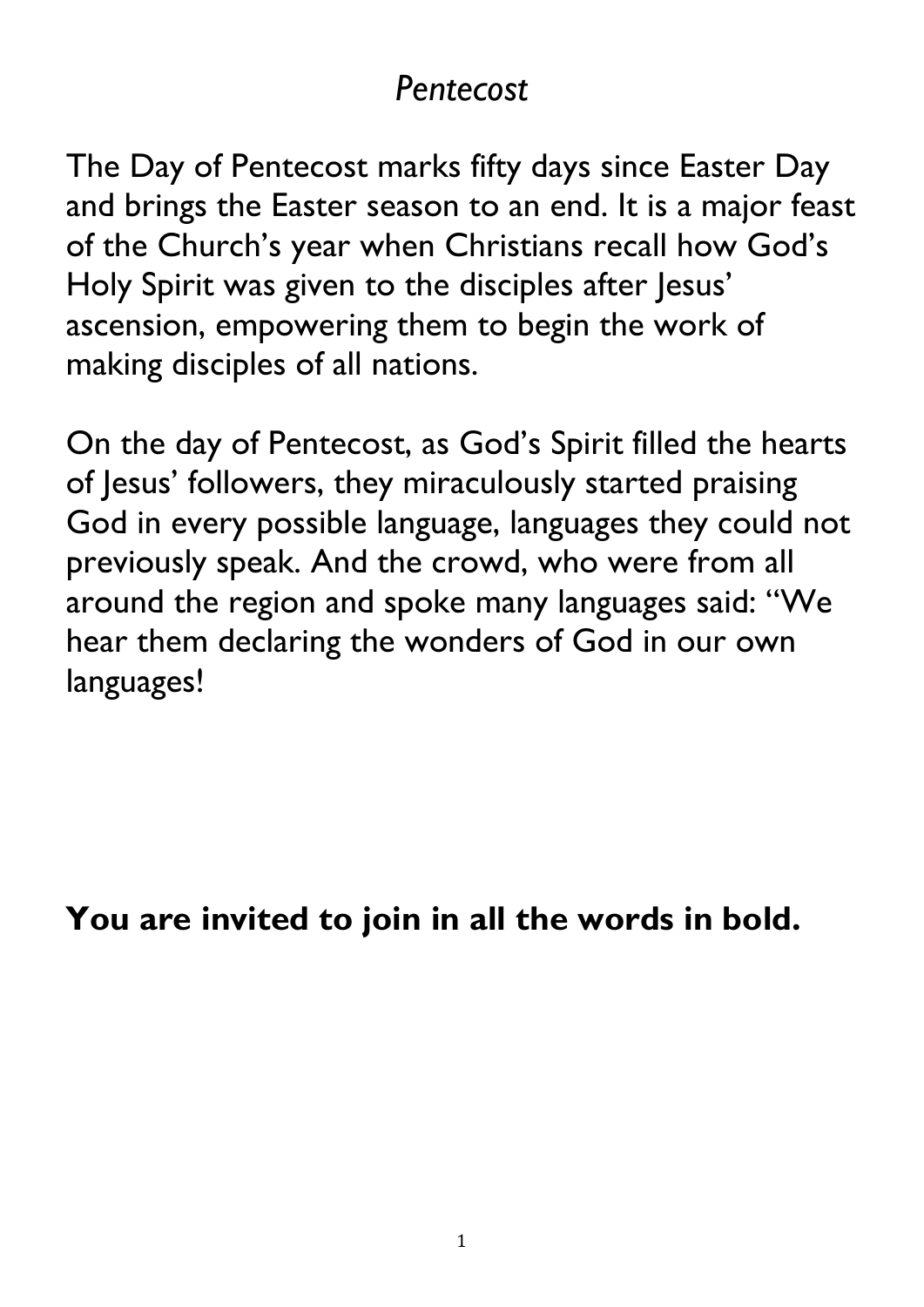# *Pentecost*

The Day of Pentecost marks fifty days since Easter Day and brings the Easter season to an end. It is a major feast of the Church's year when Christians recall how God's Holy Spirit was given to the disciples after Jesus' ascension, empowering them to begin the work of making disciples of all nations.

On the day of Pentecost, as God's Spirit filled the hearts of Jesus' followers, they miraculously started praising God in every possible language, languages they could not previously speak. And the crowd, who were from all around the region and spoke many languages said: "We hear them declaring the wonders of God in our own languages!

**You are invited to join in all the words in bold.**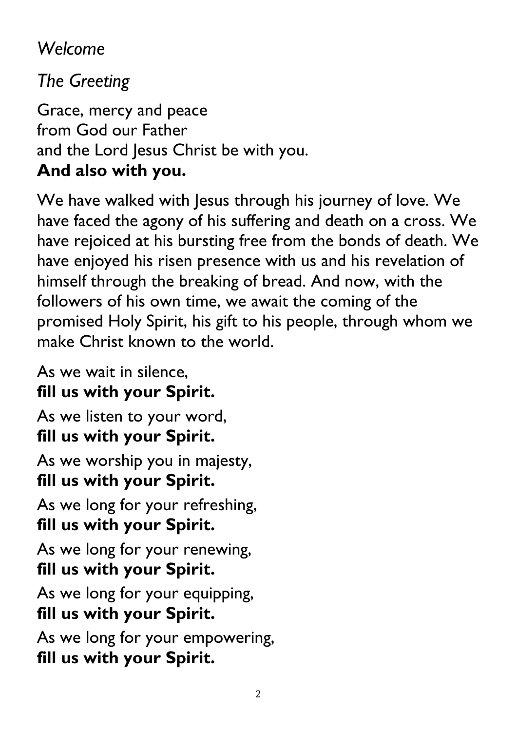*Welcome*

*The Greeting*

Grace, mercy and peace
from God our Father
and the Lord Jesus Christ be with you.
**And also with you.**

We have walked with Jesus through his journey of love. We have faced the agony of his suffering and death on a cross. We have rejoiced at his bursting free from the bonds of death. We have enjoyed his risen presence with us and his revelation of himself through the breaking of bread. And now, with the followers of his own time, we await the coming of the promised Holy Spirit, his gift to his people, through whom we make Christ known to the world.

As we wait in silence,
**fill us with your Spirit.**

As we listen to your word,
**fill us with your Spirit.**

As we worship you in majesty,
**fill us with your Spirit.**

As we long for your refreshing,
**fill us with your Spirit.**

As we long for your renewing,
**fill us with your Spirit.**

As we long for your equipping,
**fill us with your Spirit.**

As we long for your empowering,
**fill us with your Spirit.**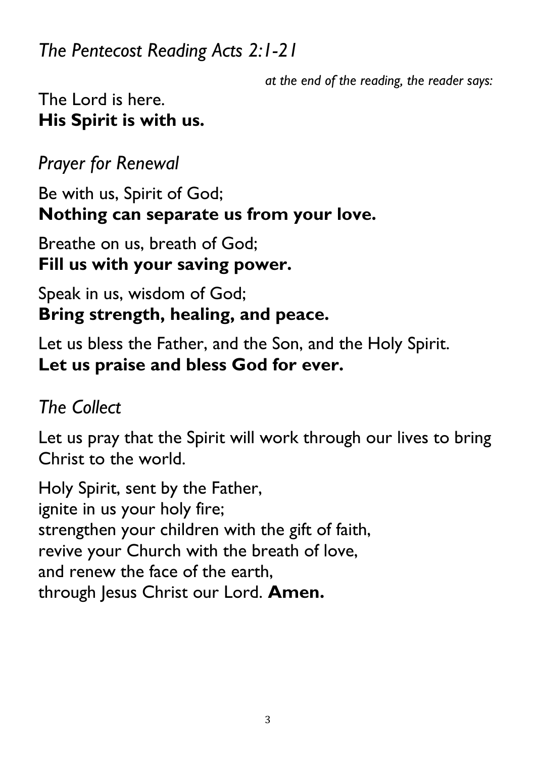## *The Pentecost Reading Acts 2:1-21*

*at the end of the reading, the reader says:*

The Lord is here.
**His Spirit is with us.**

## *Prayer for Renewal*

Be with us, Spirit of God;
**Nothing can separate us from your love.**

Breathe on us, breath of God;
**Fill us with your saving power.**

Speak in us, wisdom of God;
**Bring strength, healing, and peace.**

Let us bless the Father, and the Son, and the Holy Spirit.
**Let us praise and bless God for ever.**

## *The Collect*

Let us pray that the Spirit will work through our lives to bring Christ to the world.

Holy Spirit, sent by the Father,
ignite in us your holy fire;
strengthen your children with the gift of faith,
revive your Church with the breath of love,
and renew the face of the earth,
through Jesus Christ our Lord. **Amen.**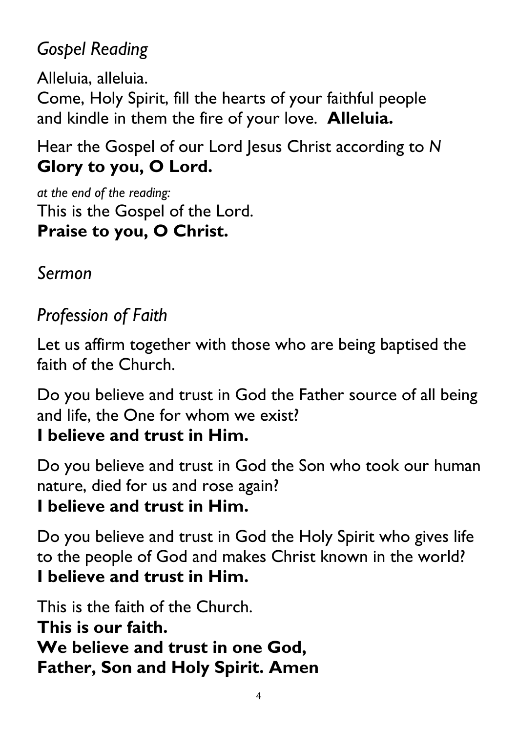## *Gospel Reading*

Alleluia, alleluia.
Come, Holy Spirit, fill the hearts of your faithful people and kindle in them the fire of your love. **Alleluia.**

Hear the Gospel of our Lord Jesus Christ according to *N*
**Glory to you, O Lord.**

*at the end of the reading:*
This is the Gospel of the Lord.
**Praise to you, O Christ.**

## *Sermon*

## *Profession of Faith*

Let us affirm together with those who are being baptised the faith of the Church.

Do you believe and trust in God the Father source of all being and life, the One for whom we exist?
**I believe and trust in Him.**

Do you believe and trust in God the Son who took our human nature, died for us and rose again?
**I believe and trust in Him.**

Do you believe and trust in God the Holy Spirit who gives life to the people of God and makes Christ known in the world?
**I believe and trust in Him.**

This is the faith of the Church.
**This is our faith.**
**We believe and trust in one God,**
**Father, Son and Holy Spirit. Amen**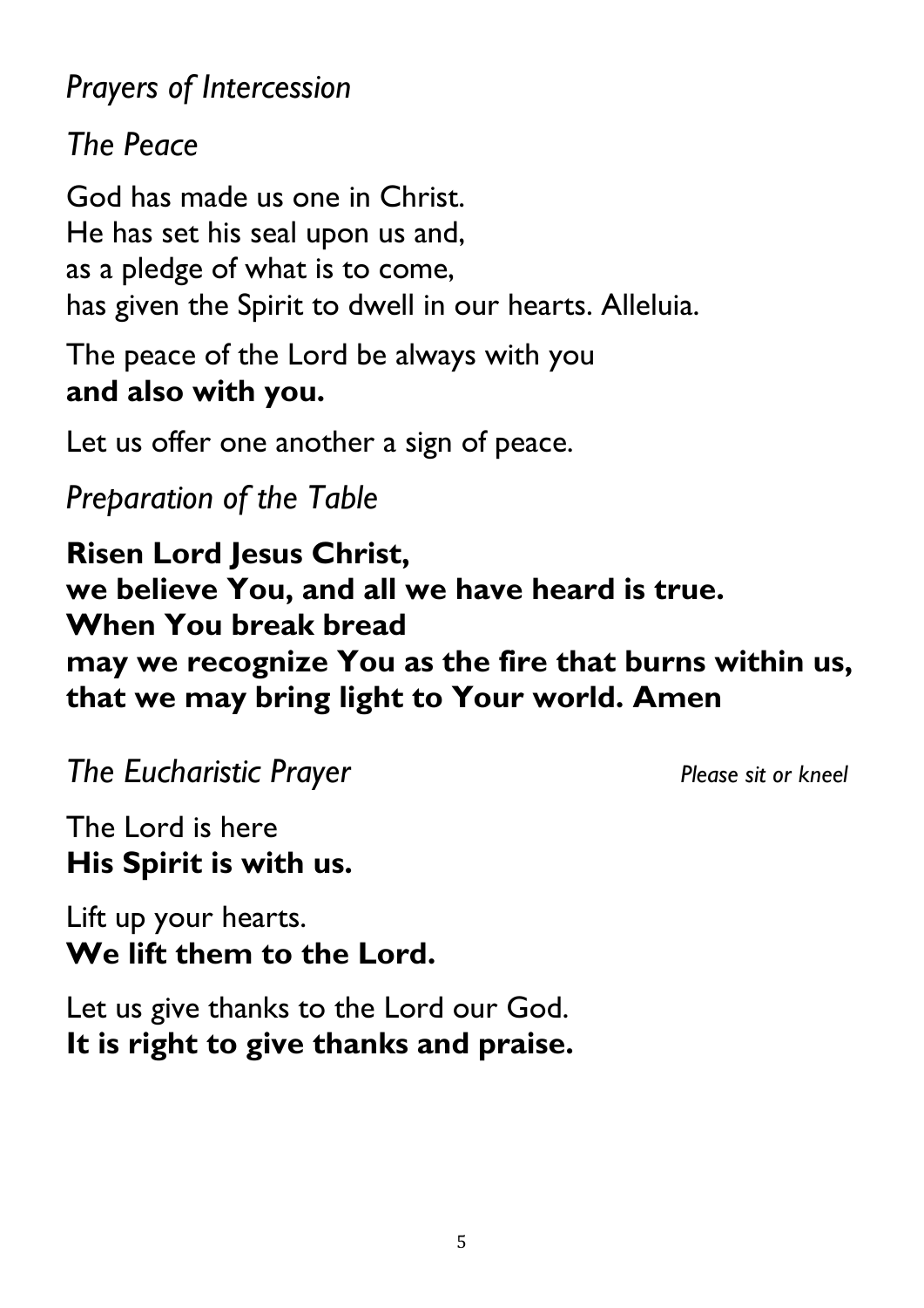*Prayers of Intercession*

*The Peace*

God has made us one in Christ.
He has set his seal upon us and,
as a pledge of what is to come,
has given the Spirit to dwell in our hearts. Alleluia.

The peace of the Lord be always with you
**and also with you.**

Let us offer one another a sign of peace.

*Preparation of the Table*

**Risen Lord Jesus Christ,**
**we believe You, and all we have heard is true.**
**When You break bread**
**may we recognize You as the fire that burns within us,**
**that we may bring light to Your world. Amen**

*The Eucharistic Prayer* *Please sit or kneel*

The Lord is here
**His Spirit is with us.**

Lift up your hearts.
**We lift them to the Lord.**

Let us give thanks to the Lord our God.
**It is right to give thanks and praise.**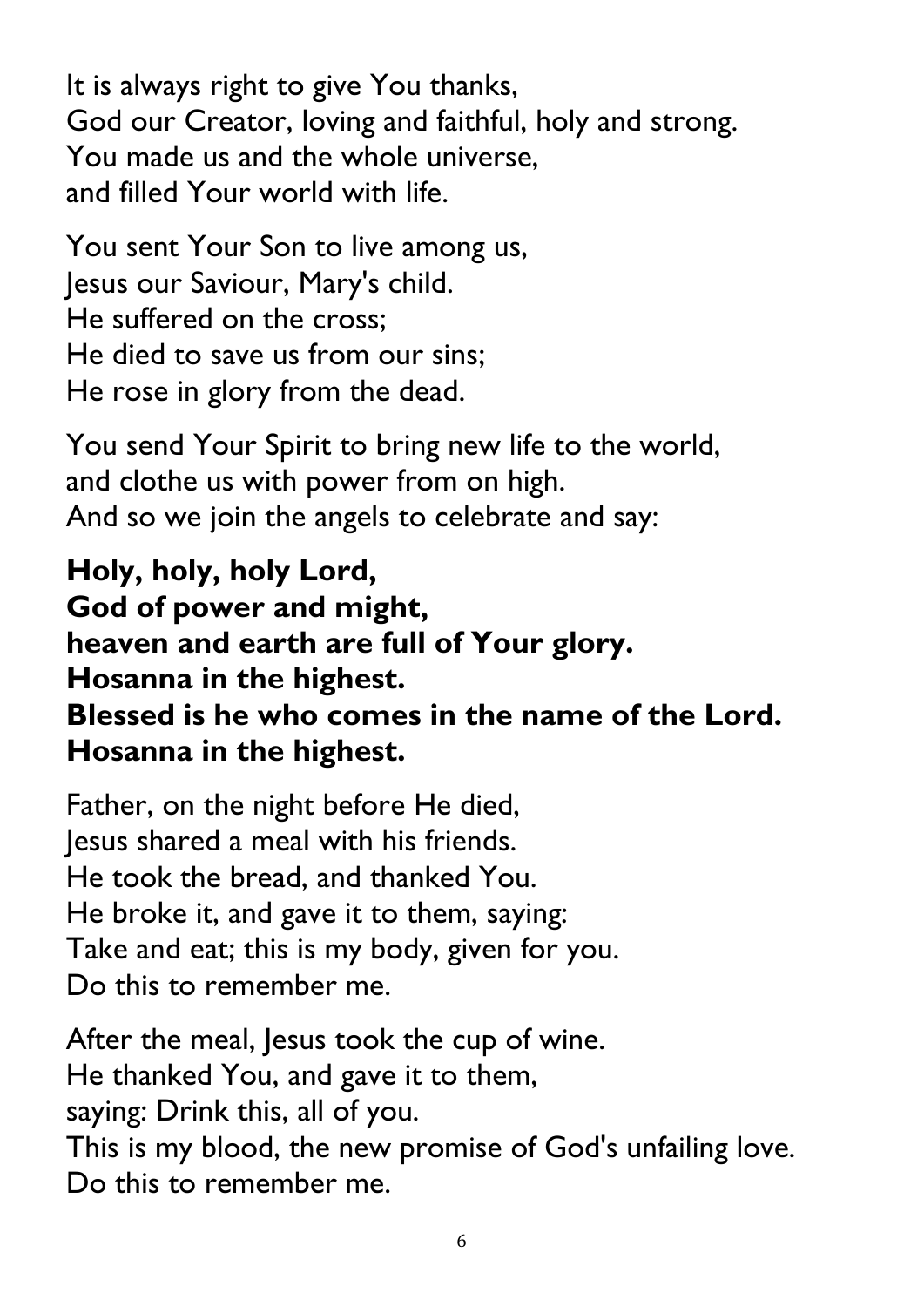It is always right to give You thanks,
God our Creator, loving and faithful, holy and strong.
You made us and the whole universe,
and filled Your world with life.

You sent Your Son to live among us,
Jesus our Saviour, Mary's child.
He suffered on the cross;
He died to save us from our sins;
He rose in glory from the dead.

You send Your Spirit to bring new life to the world,
and clothe us with power from on high.
And so we join the angels to celebrate and say:

**Holy, holy, holy Lord,**
**God of power and might,**
**heaven and earth are full of Your glory.**
**Hosanna in the highest.**
**Blessed is he who comes in the name of the Lord.**
**Hosanna in the highest.**

Father, on the night before He died,
Jesus shared a meal with his friends.
He took the bread, and thanked You.
He broke it, and gave it to them, saying:
Take and eat; this is my body, given for you.
Do this to remember me.

After the meal, Jesus took the cup of wine.
He thanked You, and gave it to them,
saying: Drink this, all of you.
This is my blood, the new promise of God's unfailing love.
Do this to remember me.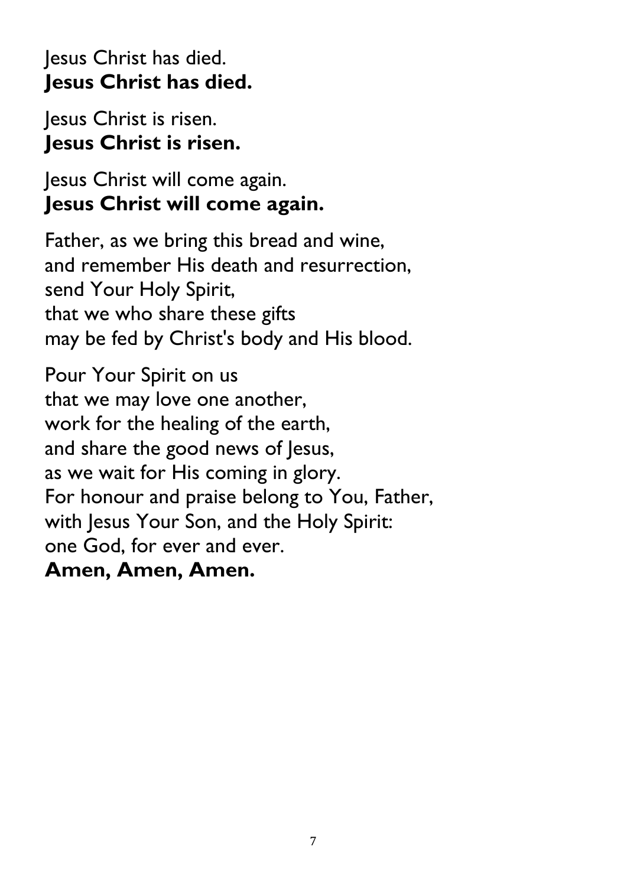Jesus Christ has died.  
**Jesus Christ has died.**

Jesus Christ is risen.  
**Jesus Christ is risen.**

Jesus Christ will come again.  
**Jesus Christ will come again.**

Father, as we bring this bread and wine,  
and remember His death and resurrection,  
send Your Holy Spirit,  
that we who share these gifts  
may be fed by Christ's body and His blood.

Pour Your Spirit on us  
that we may love one another,  
work for the healing of the earth,  
and share the good news of Jesus,  
as we wait for His coming in glory.  
For honour and praise belong to You, Father,  
with Jesus Your Son, and the Holy Spirit:  
one God, for ever and ever.  
**Amen, Amen, Amen.**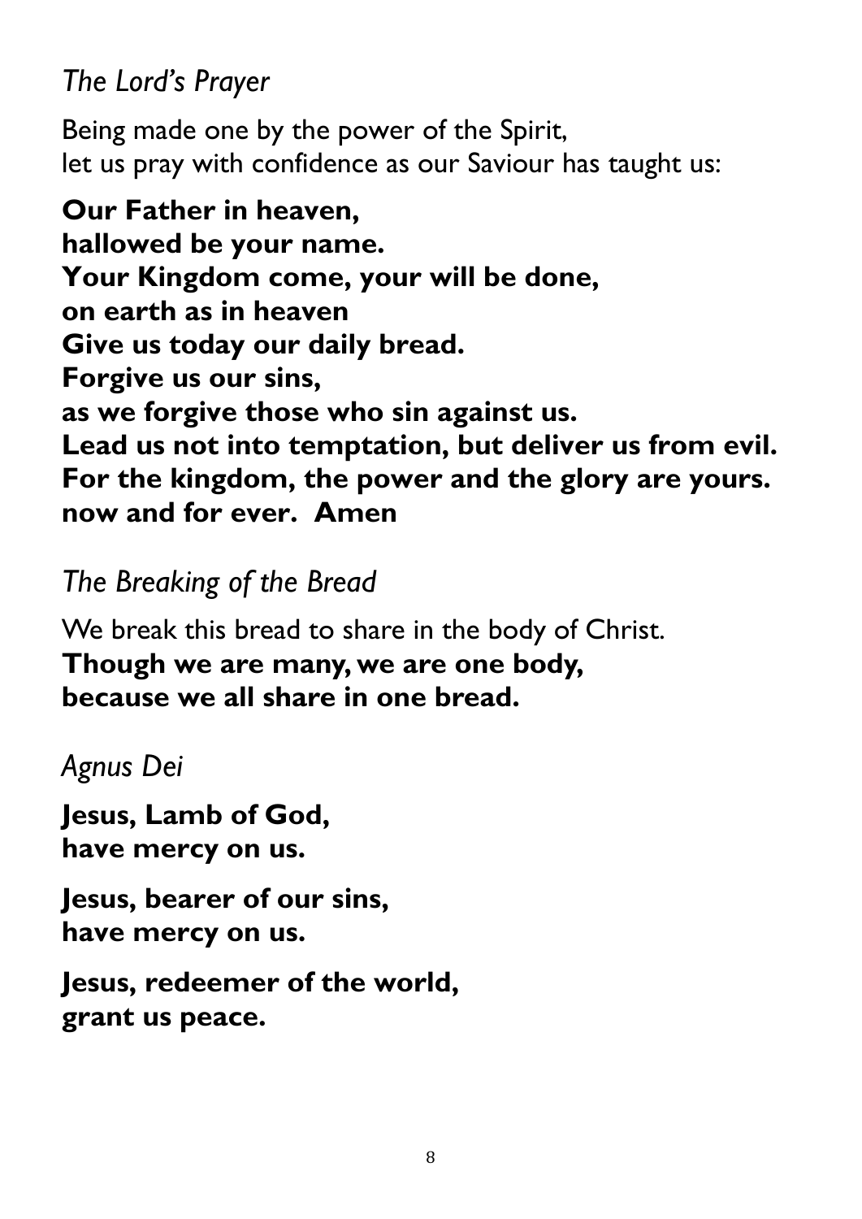*The Lord's Prayer*

Being made one by the power of the Spirit,
let us pray with confidence as our Saviour has taught us:

**Our Father in heaven,**
**hallowed be your name.**
**Your Kingdom come, your will be done,**
**on earth as in heaven**
**Give us today our daily bread.**
**Forgive us our sins,**
**as we forgive those who sin against us.**
**Lead us not into temptation, but deliver us from evil.**
**For the kingdom, the power and the glory are yours.**
**now and for ever. Amen**

*The Breaking of the Bread*

We break this bread to share in the body of Christ.
**Though we are many, we are one body,**
**because we all share in one bread.**

*Agnus Dei*

**Jesus, Lamb of God,**
**have mercy on us.**

**Jesus, bearer of our sins,**
**have mercy on us.**

**Jesus, redeemer of the world,**
**grant us peace.**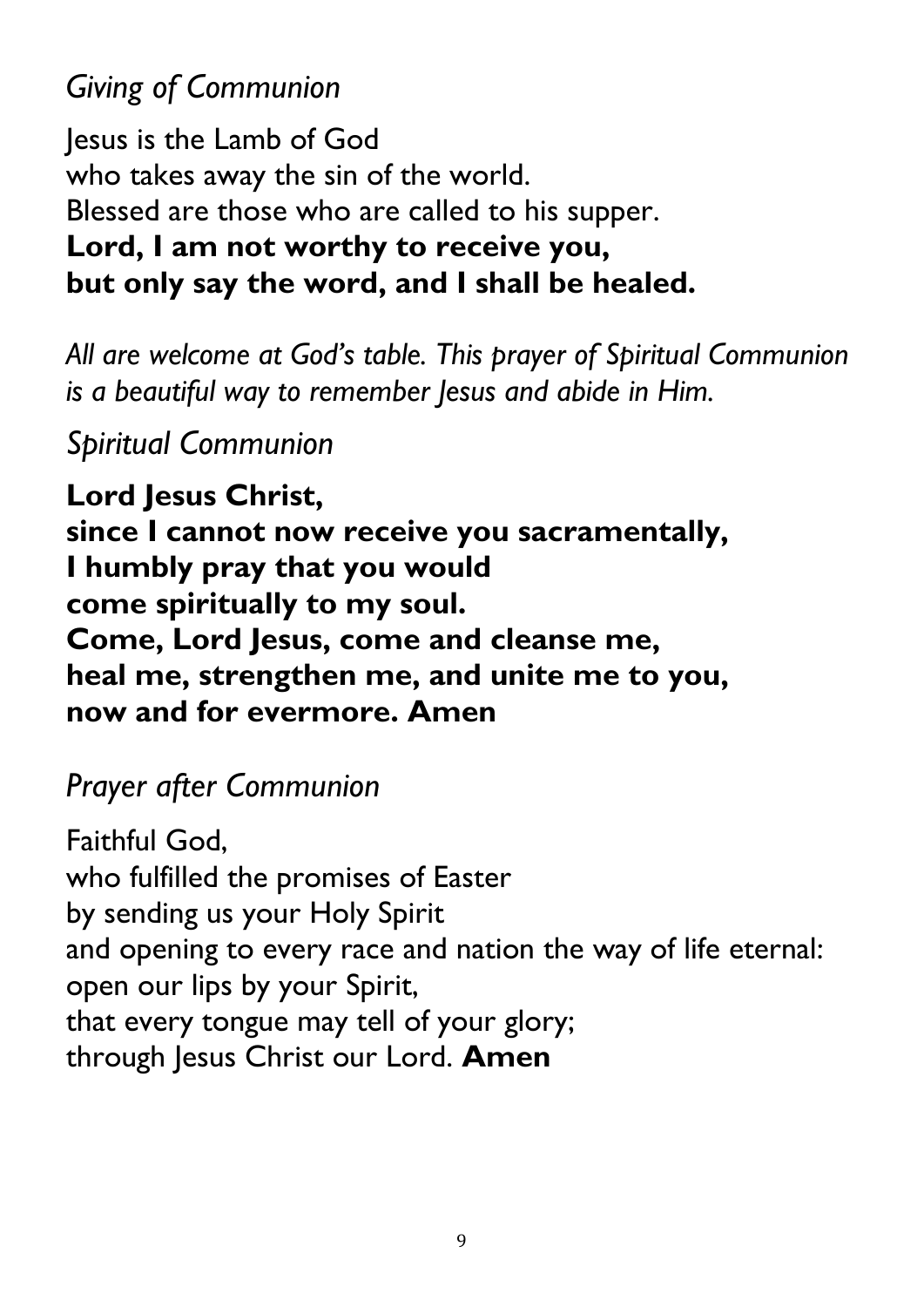## *Giving of Communion*

Jesus is the Lamb of God
who takes away the sin of the world.
Blessed are those who are called to his supper.
**Lord, I am not worthy to receive you,**
**but only say the word, and I shall be healed.**

*All are welcome at God's table. This prayer of Spiritual Communion is a beautiful way to remember Jesus and abide in Him.*

## *Spiritual Communion*

**Lord Jesus Christ,**
**since I cannot now receive you sacramentally,**
**I humbly pray that you would**
**come spiritually to my soul.**
**Come, Lord Jesus, come and cleanse me,**
**heal me, strengthen me, and unite me to you,**
**now and for evermore. Amen**

## *Prayer after Communion*

Faithful God,
who fulfilled the promises of Easter
by sending us your Holy Spirit
and opening to every race and nation the way of life eternal:
open our lips by your Spirit,
that every tongue may tell of your glory;
through Jesus Christ our Lord. **Amen**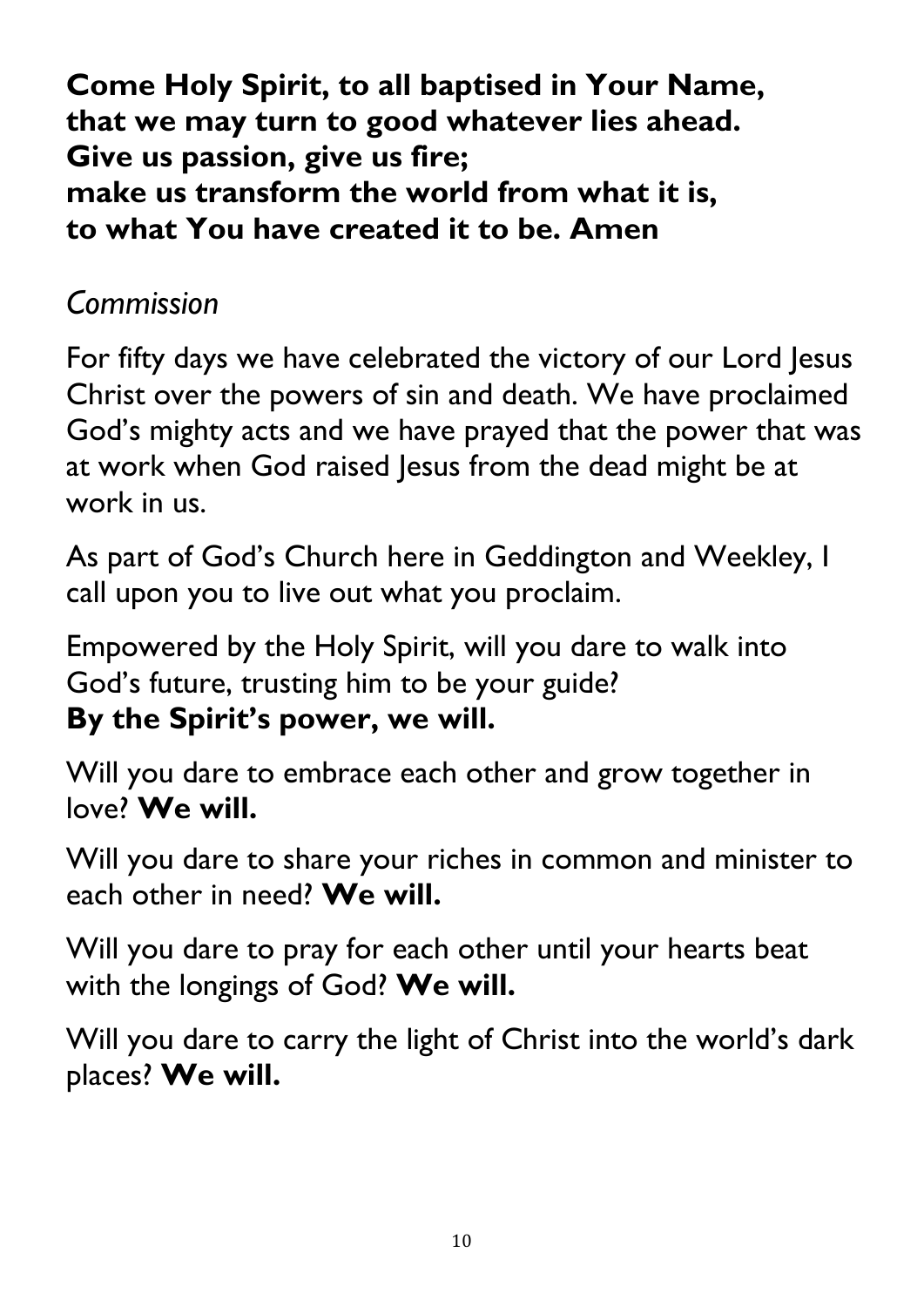**Come Holy Spirit, to all baptised in Your Name,**
**that we may turn to good whatever lies ahead.**
**Give us passion, give us fire;**
**make us transform the world from what it is,**
**to what You have created it to be. Amen**

*Commission*

For fifty days we have celebrated the victory of our Lord Jesus Christ over the powers of sin and death. We have proclaimed God's mighty acts and we have prayed that the power that was at work when God raised Jesus from the dead might be at work in us.

As part of God's Church here in Geddington and Weekley, I call upon you to live out what you proclaim.

Empowered by the Holy Spirit, will you dare to walk into God's future, trusting him to be your guide?
**By the Spirit's power, we will.**

Will you dare to embrace each other and grow together in love? **We will.**

Will you dare to share your riches in common and minister to each other in need? **We will.**

Will you dare to pray for each other until your hearts beat with the longings of God? **We will.**

Will you dare to carry the light of Christ into the world's dark places? **We will.**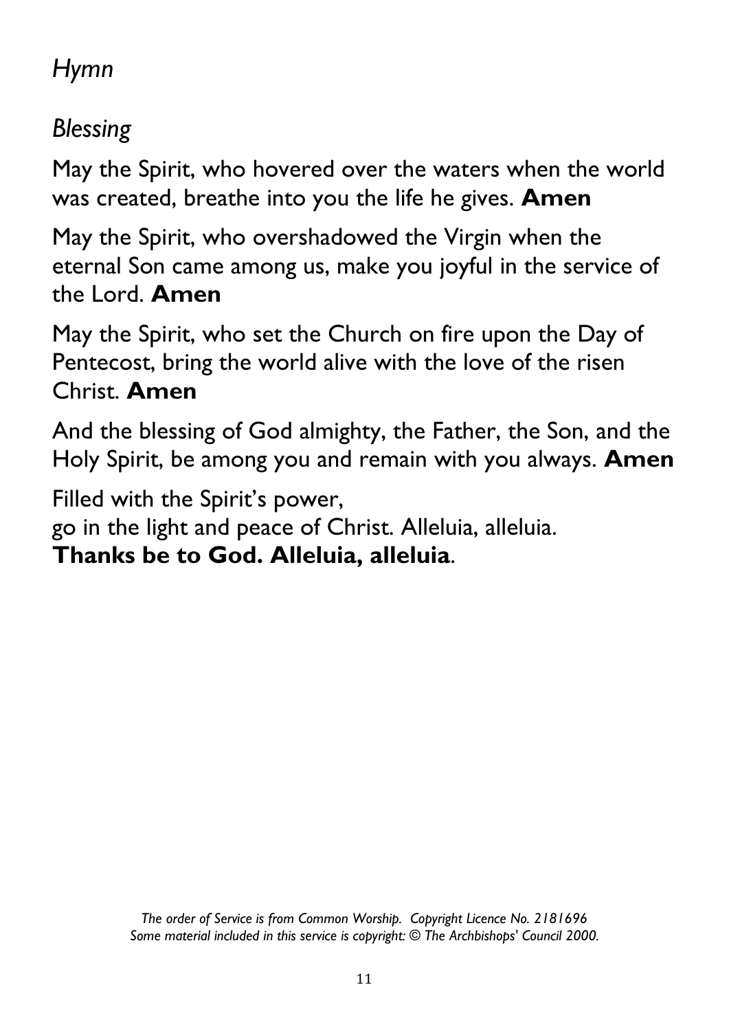*Hymn*

*Blessing*

May the Spirit, who hovered over the waters when the world was created, breathe into you the life he gives. **Amen**

May the Spirit, who overshadowed the Virgin when the eternal Son came among us, make you joyful in the service of the Lord. **Amen**

May the Spirit, who set the Church on fire upon the Day of Pentecost, bring the world alive with the love of the risen Christ. **Amen**

And the blessing of God almighty, the Father, the Son, and the Holy Spirit, be among you and remain with you always. **Amen**

Filled with the Spirit's power,
go in the light and peace of Christ. Alleluia, alleluia.
**Thanks be to God. Alleluia, alleluia**.

*The order of Service is from Common Worship. Copyright Licence No. 2181696*
*Some material included in this service is copyright: © The Archbishops' Council 2000.*